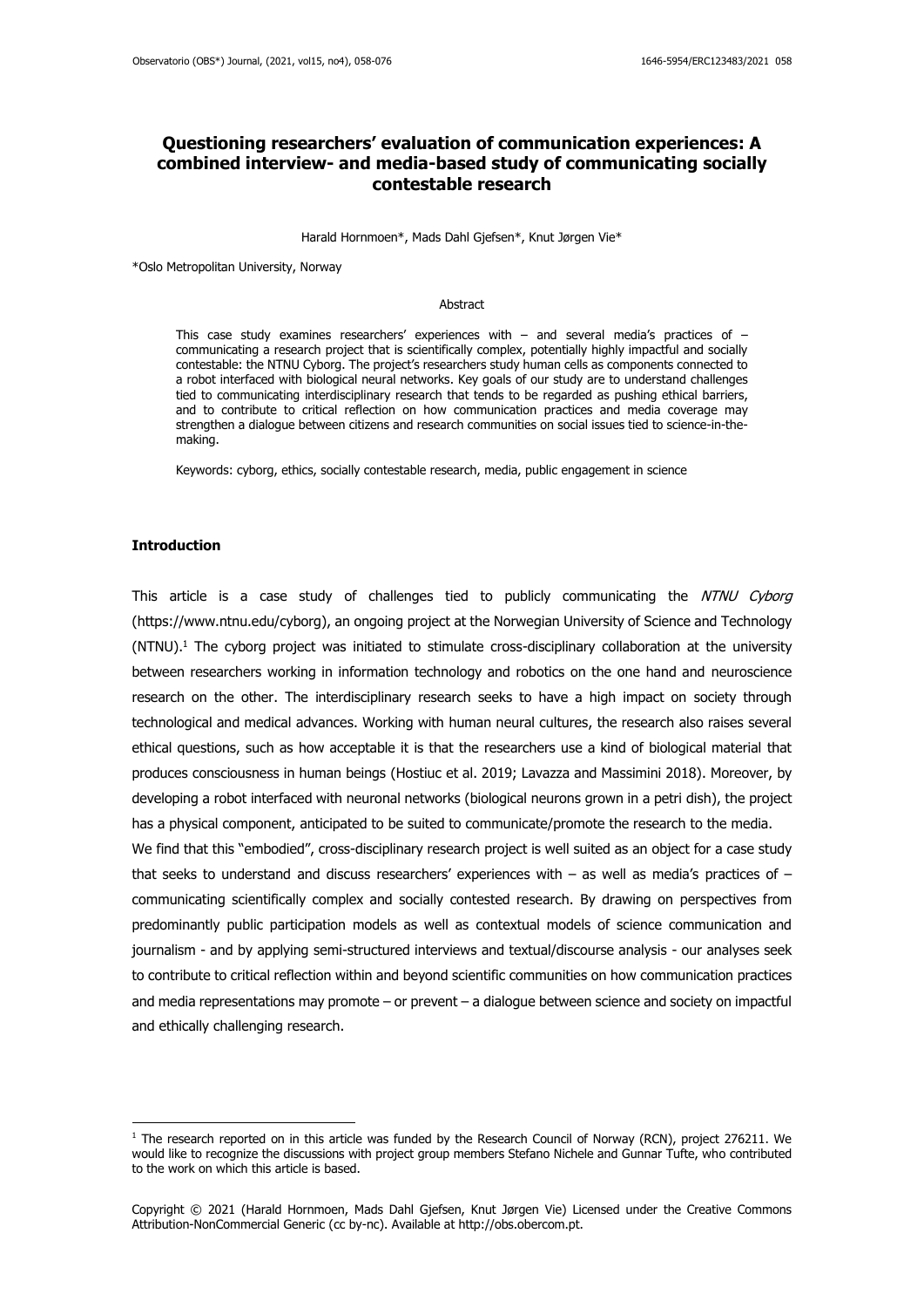# Questioning researchers' evaluation of communication experiences: A combined interview- and media-based study of communicating socially contestable research

Harald Hornmoen*, Mads Dahl Gjefsen*, Knut Jørgen Vie*

*Oslo Metropolitan University, Norway

Abstract

This case study examines researchers' experiences with – and several media's practices of – communicating a research project that is scientifically complex, potentially highly impactful and socially contestable: the NTNU Cyborg. The project's researchers study human cells as components connected to a robot interfaced with biological neural networks. Key goals of our study are to understand challenges tied to communicating interdisciplinary research that tends to be regarded as pushing ethical barriers, and to contribute to critical reflection on how communication practices and media coverage may strengthen a dialogue between citizens and research communities on social issues tied to science-in-the-making.

Keywords: cyborg, ethics, socially contestable research, media, public engagement in science

## Introduction

This article is a case study of challenges tied to publicly communicating the *NTNU Cyborg* (https://www.ntnu.edu/cyborg), an ongoing project at the Norwegian University of Science and Technology (NTNU).[1] The cyborg project was initiated to stimulate cross-disciplinary collaboration at the university between researchers working in information technology and robotics on the one hand and neuroscience research on the other. The interdisciplinary research seeks to have a high impact on society through technological and medical advances. Working with human neural cultures, the research also raises several ethical questions, such as how acceptable it is that the researchers use a kind of biological material that produces consciousness in human beings (Hostiuc et al. 2019; Lavazza and Massimini 2018). Moreover, by developing a robot interfaced with neuronal networks (biological neurons grown in a petri dish), the project has a physical component, anticipated to be suited to communicate/promote the research to the media.

We find that this "embodied", cross-disciplinary research project is well suited as an object for a case study that seeks to understand and discuss researchers' experiences with – as well as media's practices of – communicating scientifically complex and socially contested research. By drawing on perspectives from predominantly public participation models as well as contextual models of science communication and journalism - and by applying semi-structured interviews and textual/discourse analysis - our analyses seek to contribute to critical reflection within and beyond scientific communities on how communication practices and media representations may promote – or prevent – a dialogue between science and society on impactful and ethically challenging research.

[1] The research reported on in this article was funded by the Research Council of Norway (RCN), project 276211. We would like to recognize the discussions with project group members Stefano Nichele and Gunnar Tufte, who contributed to the work on which this article is based.

Copyright © 2021 (Harald Hornmoen, Mads Dahl Gjefsen, Knut Jørgen Vie) Licensed under the Creative Commons Attribution-NonCommercial Generic (cc by-nc). Available at http://obs.obercom.pt.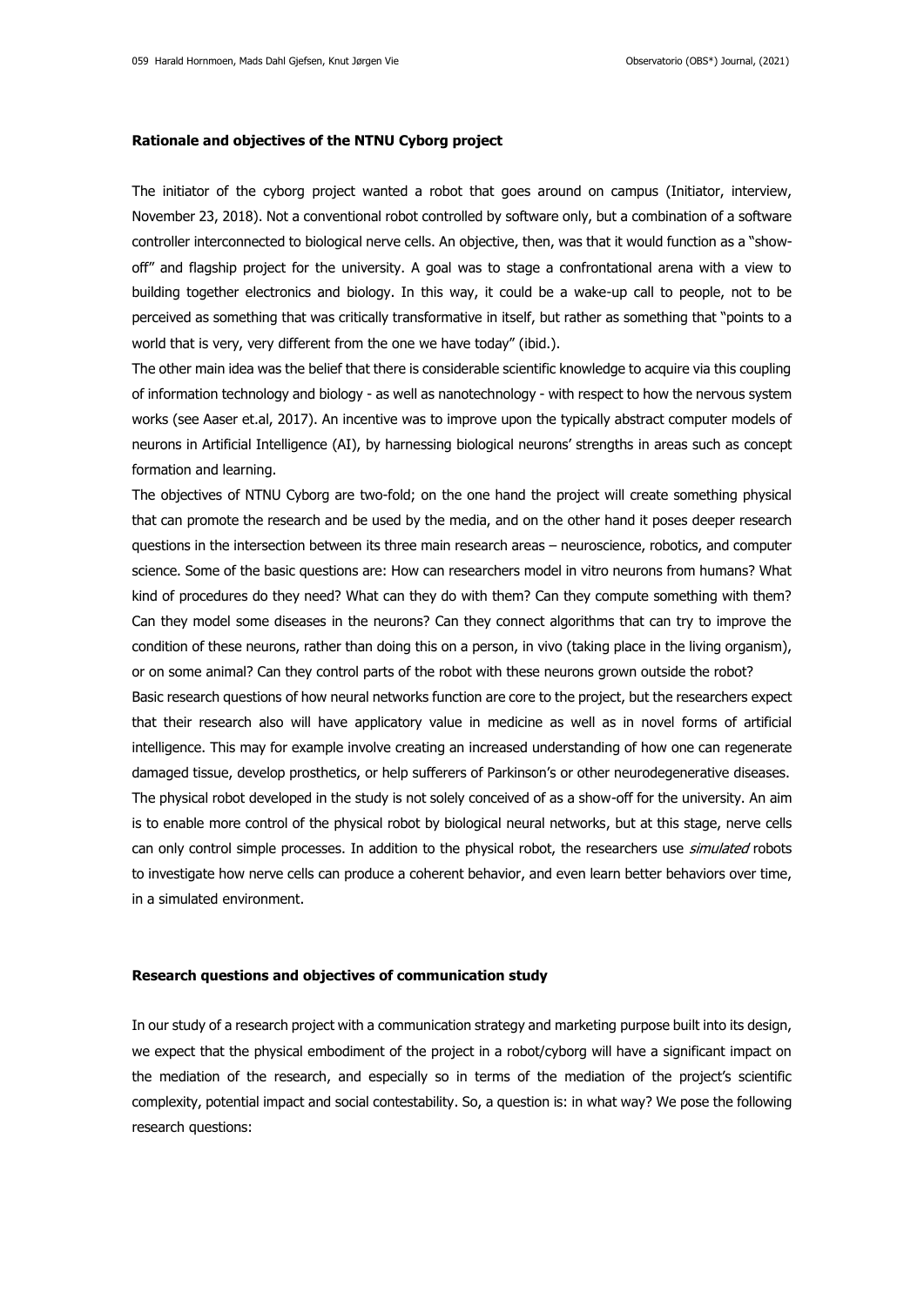**Rationale and objectives of the NTNU Cyborg project**

The initiator of the cyborg project wanted a robot that goes around on campus (Initiator, interview, November 23, 2018). Not a conventional robot controlled by software only, but a combination of a software controller interconnected to biological nerve cells. An objective, then, was that it would function as a "show-off" and flagship project for the university. A goal was to stage a confrontational arena with a view to building together electronics and biology. In this way, it could be a wake-up call to people, not to be perceived as something that was critically transformative in itself, but rather as something that "points to a world that is very, very different from the one we have today" (ibid.).

The other main idea was the belief that there is considerable scientific knowledge to acquire via this coupling of information technology and biology - as well as nanotechnology - with respect to how the nervous system works (see Aaser et.al, 2017). An incentive was to improve upon the typically abstract computer models of neurons in Artificial Intelligence (AI), by harnessing biological neurons' strengths in areas such as concept formation and learning.

The objectives of NTNU Cyborg are two-fold; on the one hand the project will create something physical that can promote the research and be used by the media, and on the other hand it poses deeper research questions in the intersection between its three main research areas – neuroscience, robotics, and computer science. Some of the basic questions are: How can researchers model in vitro neurons from humans? What kind of procedures do they need? What can they do with them? Can they compute something with them? Can they model some diseases in the neurons? Can they connect algorithms that can try to improve the condition of these neurons, rather than doing this on a person, in vivo (taking place in the living organism), or on some animal? Can they control parts of the robot with these neurons grown outside the robot?

Basic research questions of how neural networks function are core to the project, but the researchers expect that their research also will have applicatory value in medicine as well as in novel forms of artificial intelligence. This may for example involve creating an increased understanding of how one can regenerate damaged tissue, develop prosthetics, or help sufferers of Parkinson's or other neurodegenerative diseases.

The physical robot developed in the study is not solely conceived of as a show-off for the university. An aim is to enable more control of the physical robot by biological neural networks, but at this stage, nerve cells can only control simple processes. In addition to the physical robot, the researchers use *simulated* robots to investigate how nerve cells can produce a coherent behavior, and even learn better behaviors over time, in a simulated environment.

**Research questions and objectives of communication study**

In our study of a research project with a communication strategy and marketing purpose built into its design, we expect that the physical embodiment of the project in a robot/cyborg will have a significant impact on the mediation of the research, and especially so in terms of the mediation of the project's scientific complexity, potential impact and social contestability. So, a question is: in what way? We pose the following research questions: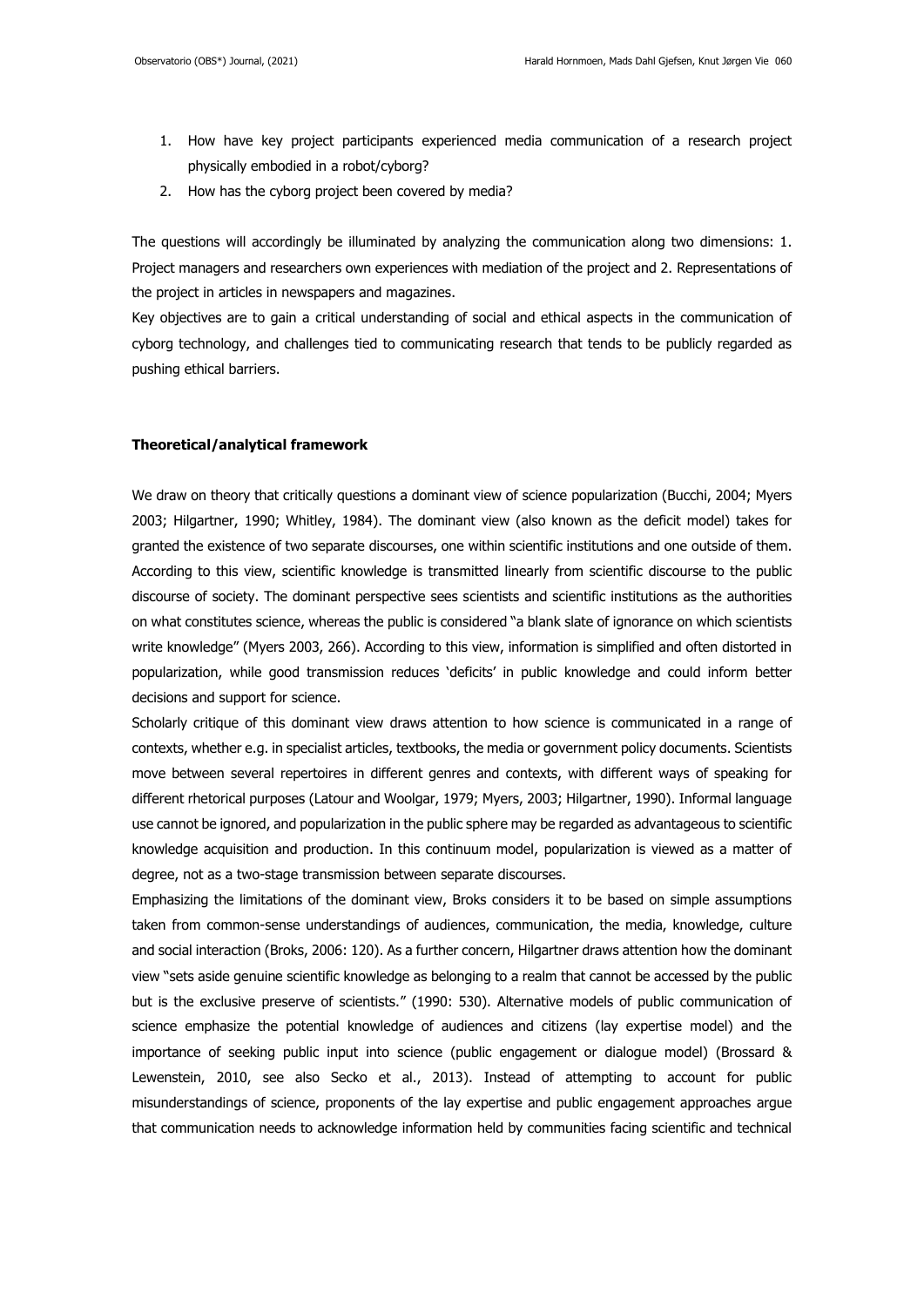1. How have key project participants experienced media communication of a research project physically embodied in a robot/cyborg?
2. How has the cyborg project been covered by media?

The questions will accordingly be illuminated by analyzing the communication along two dimensions: 1. Project managers and researchers own experiences with mediation of the project and 2. Representations of the project in articles in newspapers and magazines.

Key objectives are to gain a critical understanding of social and ethical aspects in the communication of cyborg technology, and challenges tied to communicating research that tends to be publicly regarded as pushing ethical barriers.

### Theoretical/analytical framework

We draw on theory that critically questions a dominant view of science popularization (Bucchi, 2004; Myers 2003; Hilgartner, 1990; Whitley, 1984). The dominant view (also known as the deficit model) takes for granted the existence of two separate discourses, one within scientific institutions and one outside of them. According to this view, scientific knowledge is transmitted linearly from scientific discourse to the public discourse of society. The dominant perspective sees scientists and scientific institutions as the authorities on what constitutes science, whereas the public is considered "a blank slate of ignorance on which scientists write knowledge" (Myers 2003, 266). According to this view, information is simplified and often distorted in popularization, while good transmission reduces 'deficits' in public knowledge and could inform better decisions and support for science.

Scholarly critique of this dominant view draws attention to how science is communicated in a range of contexts, whether e.g. in specialist articles, textbooks, the media or government policy documents. Scientists move between several repertoires in different genres and contexts, with different ways of speaking for different rhetorical purposes (Latour and Woolgar, 1979; Myers, 2003; Hilgartner, 1990). Informal language use cannot be ignored, and popularization in the public sphere may be regarded as advantageous to scientific knowledge acquisition and production. In this continuum model, popularization is viewed as a matter of degree, not as a two-stage transmission between separate discourses.

Emphasizing the limitations of the dominant view, Broks considers it to be based on simple assumptions taken from common-sense understandings of audiences, communication, the media, knowledge, culture and social interaction (Broks, 2006: 120). As a further concern, Hilgartner draws attention how the dominant view "sets aside genuine scientific knowledge as belonging to a realm that cannot be accessed by the public but is the exclusive preserve of scientists." (1990: 530). Alternative models of public communication of science emphasize the potential knowledge of audiences and citizens (lay expertise model) and the importance of seeking public input into science (public engagement or dialogue model) (Brossard & Lewenstein, 2010, see also Secko et al., 2013). Instead of attempting to account for public misunderstandings of science, proponents of the lay expertise and public engagement approaches argue that communication needs to acknowledge information held by communities facing scientific and technical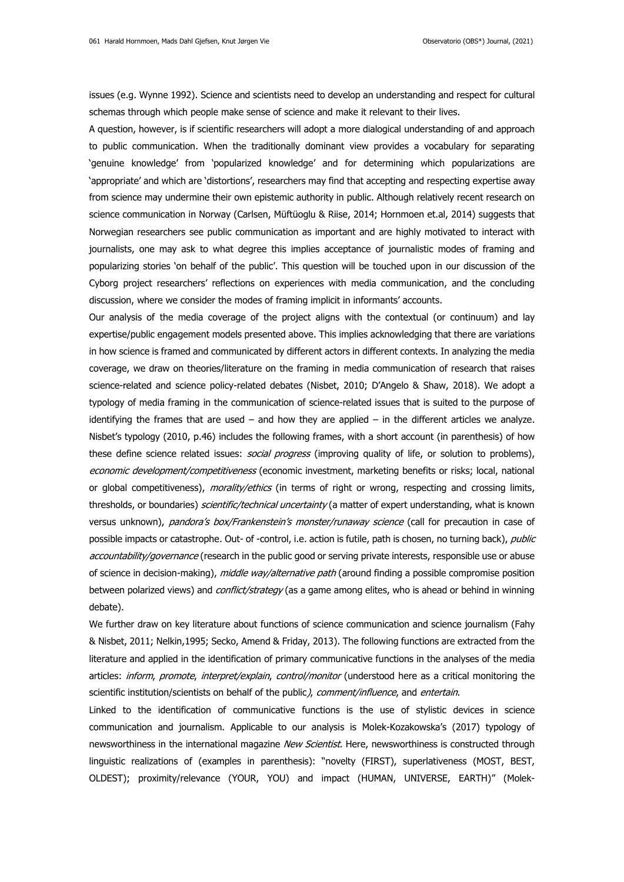issues (e.g. Wynne 1992). Science and scientists need to develop an understanding and respect for cultural schemas through which people make sense of science and make it relevant to their lives.

A question, however, is if scientific researchers will adopt a more dialogical understanding of and approach to public communication. When the traditionally dominant view provides a vocabulary for separating 'genuine knowledge' from 'popularized knowledge' and for determining which popularizations are 'appropriate' and which are 'distortions', researchers may find that accepting and respecting expertise away from science may undermine their own epistemic authority in public. Although relatively recent research on science communication in Norway (Carlsen, Müftüoglu & Riise, 2014; Hornmoen et.al, 2014) suggests that Norwegian researchers see public communication as important and are highly motivated to interact with journalists, one may ask to what degree this implies acceptance of journalistic modes of framing and popularizing stories 'on behalf of the public'. This question will be touched upon in our discussion of the Cyborg project researchers' reflections on experiences with media communication, and the concluding discussion, where we consider the modes of framing implicit in informants' accounts.

Our analysis of the media coverage of the project aligns with the contextual (or continuum) and lay expertise/public engagement models presented above. This implies acknowledging that there are variations in how science is framed and communicated by different actors in different contexts. In analyzing the media coverage, we draw on theories/literature on the framing in media communication of research that raises science-related and science policy-related debates (Nisbet, 2010; D'Angelo & Shaw, 2018). We adopt a typology of media framing in the communication of science-related issues that is suited to the purpose of identifying the frames that are used – and how they are applied – in the different articles we analyze. Nisbet's typology (2010, p.46) includes the following frames, with a short account (in parenthesis) of how these define science related issues: *social progress* (improving quality of life, or solution to problems), *economic development/competitiveness* (economic investment, marketing benefits or risks; local, national or global competitiveness), *morality/ethics* (in terms of right or wrong, respecting and crossing limits, thresholds, or boundaries) *scientific/technical uncertainty* (a matter of expert understanding, what is known versus unknown), *pandora's box/Frankenstein's monster/runaway science* (call for precaution in case of possible impacts or catastrophe. Out- of -control, i.e. action is futile, path is chosen, no turning back), *public accountability/governance* (research in the public good or serving private interests, responsible use or abuse of science in decision-making), *middle way/alternative path* (around finding a possible compromise position between polarized views) and *conflict/strategy* (as a game among elites, who is ahead or behind in winning debate).

We further draw on key literature about functions of science communication and science journalism (Fahy & Nisbet, 2011; Nelkin,1995; Secko, Amend & Friday, 2013). The following functions are extracted from the literature and applied in the identification of primary communicative functions in the analyses of the media articles: *inform*, *promote*, *interpret/explain*, *control/monitor* (understood here as a critical monitoring the scientific institution/scientists on behalf of the public*)*, *comment/influence*, and *entertain*.

Linked to the identification of communicative functions is the use of stylistic devices in science communication and journalism. Applicable to our analysis is Molek-Kozakowska's (2017) typology of newsworthiness in the international magazine *New Scientist*. Here, newsworthiness is constructed through linguistic realizations of (examples in parenthesis): "novelty (FIRST), superlativeness (MOST, BEST, OLDEST); proximity/relevance (YOUR, YOU) and impact (HUMAN, UNIVERSE, EARTH)" (Molek-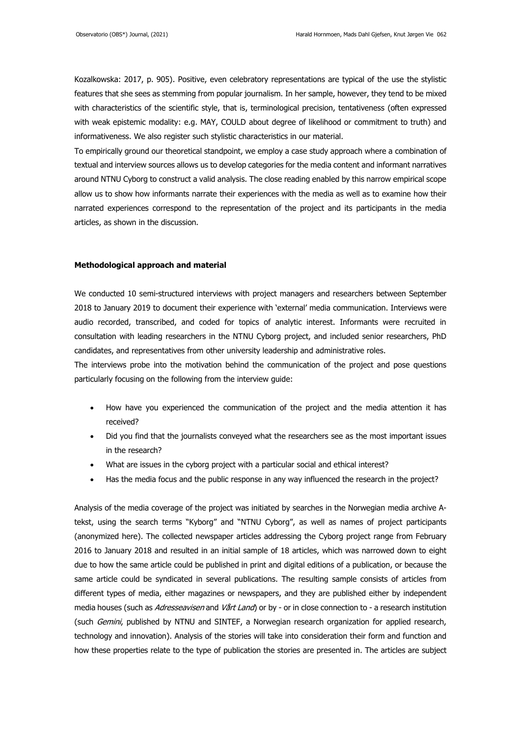Kozalkowska: 2017, p. 905). Positive, even celebratory representations are typical of the use the stylistic features that she sees as stemming from popular journalism. In her sample, however, they tend to be mixed with characteristics of the scientific style, that is, terminological precision, tentativeness (often expressed with weak epistemic modality: e.g. MAY, COULD about degree of likelihood or commitment to truth) and informativeness. We also register such stylistic characteristics in our material.

To empirically ground our theoretical standpoint, we employ a case study approach where a combination of textual and interview sources allows us to develop categories for the media content and informant narratives around NTNU Cyborg to construct a valid analysis. The close reading enabled by this narrow empirical scope allow us to show how informants narrate their experiences with the media as well as to examine how their narrated experiences correspond to the representation of the project and its participants in the media articles, as shown in the discussion.

**Methodological approach and material**

We conducted 10 semi-structured interviews with project managers and researchers between September 2018 to January 2019 to document their experience with 'external' media communication. Interviews were audio recorded, transcribed, and coded for topics of analytic interest. Informants were recruited in consultation with leading researchers in the NTNU Cyborg project, and included senior researchers, PhD candidates, and representatives from other university leadership and administrative roles.

The interviews probe into the motivation behind the communication of the project and pose questions particularly focusing on the following from the interview guide:

- How have you experienced the communication of the project and the media attention it has received?
- Did you find that the journalists conveyed what the researchers see as the most important issues in the research?
- What are issues in the cyborg project with a particular social and ethical interest?
- Has the media focus and the public response in any way influenced the research in the project?

Analysis of the media coverage of the project was initiated by searches in the Norwegian media archive A-tekst, using the search terms "Kyborg" and "NTNU Cyborg", as well as names of project participants (anonymized here). The collected newspaper articles addressing the Cyborg project range from February 2016 to January 2018 and resulted in an initial sample of 18 articles, which was narrowed down to eight due to how the same article could be published in print and digital editions of a publication, or because the same article could be syndicated in several publications. The resulting sample consists of articles from different types of media, either magazines or newspapers, and they are published either by independent media houses (such as *Adresseavisen* and *Vårt Land*) or by - or in close connection to - a research institution (such *Gemini*, published by NTNU and SINTEF, a Norwegian research organization for applied research, technology and innovation). Analysis of the stories will take into consideration their form and function and how these properties relate to the type of publication the stories are presented in. The articles are subject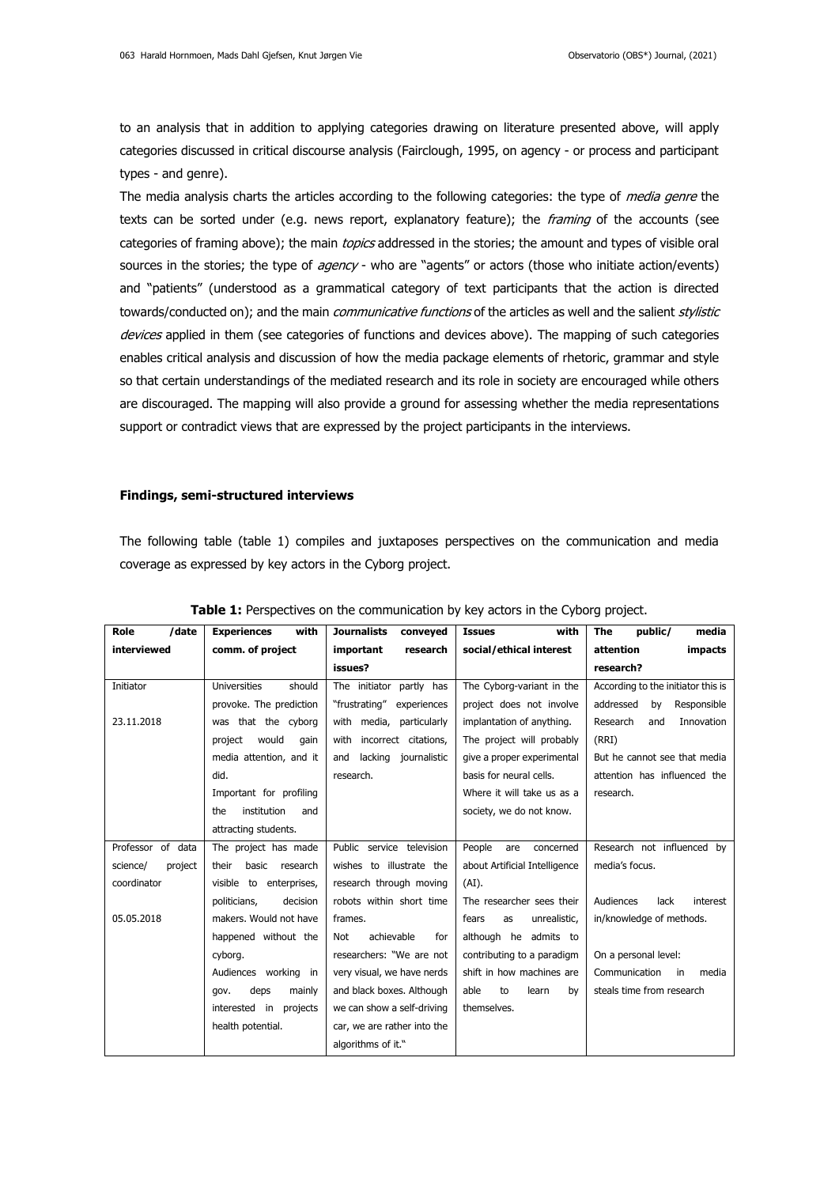to an analysis that in addition to applying categories drawing on literature presented above, will apply categories discussed in critical discourse analysis (Fairclough, 1995, on agency - or process and participant types - and genre).

The media analysis charts the articles according to the following categories: the type of *media genre* the texts can be sorted under (e.g. news report, explanatory feature); the *framing* of the accounts (see categories of framing above); the main *topics* addressed in the stories; the amount and types of visible oral sources in the stories; the type of *agency* - who are "agents" or actors (those who initiate action/events) and "patients" (understood as a grammatical category of text participants that the action is directed towards/conducted on); and the main *communicative functions* of the articles as well and the salient *stylistic devices* applied in them (see categories of functions and devices above). The mapping of such categories enables critical analysis and discussion of how the media package elements of rhetoric, grammar and style so that certain understandings of the mediated research and its role in society are encouraged while others are discouraged. The mapping will also provide a ground for assessing whether the media representations support or contradict views that are expressed by the project participants in the interviews.

## Findings, semi-structured interviews

The following table (table 1) compiles and juxtaposes perspectives on the communication and media coverage as expressed by key actors in the Cyborg project.

**Table 1:** Perspectives on the communication by key actors in the Cyborg project.

| Role /date interviewed | Experiences with comm. of project | Journalists conveyed important research issues? | Issues with social/ethical interest | The public/ media attention impacts research? |
|---|---|---|---|---|
| Initiator<br><br>23.11.2018 | Universities should provoke. The prediction was that the cyborg project would gain media attention, and it did.<br>Important for profiling the institution and attracting students. | The initiator partly has "frustrating" experiences with media, particularly with incorrect citations, and lacking journalistic research. | The Cyborg-variant in the project does not involve implantation of anything.<br>The project will probably give a proper experimental basis for neural cells.<br>Where it will take us as a society, we do not know. | According to the initiator this is addressed by Responsible Research and Innovation (RRI)<br>But he cannot see that media attention has influenced the research. |
| Professor of data science/ project coordinator<br><br>05.05.2018 | The project has made their basic research visible to enterprises, politicians, decision makers. Would not have happened without the cyborg.<br>Audiences working in gov. deps mainly interested in projects health potential. | Public service television wishes to illustrate the research through moving robots within short time frames.<br>Not achievable for researchers: "We are not very visual, we have nerds and black boxes. Although we can show a self-driving car, we are rather into the algorithms of it." | People are concerned about Artificial Intelligence (AI).<br>The researcher sees their fears as unrealistic, although he admits to contributing to a paradigm shift in how machines are able to learn by themselves. | Research not influenced by media's focus.<br><br>Audiences lack interest in/knowledge of methods.<br><br>On a personal level: Communication in media steals time from research |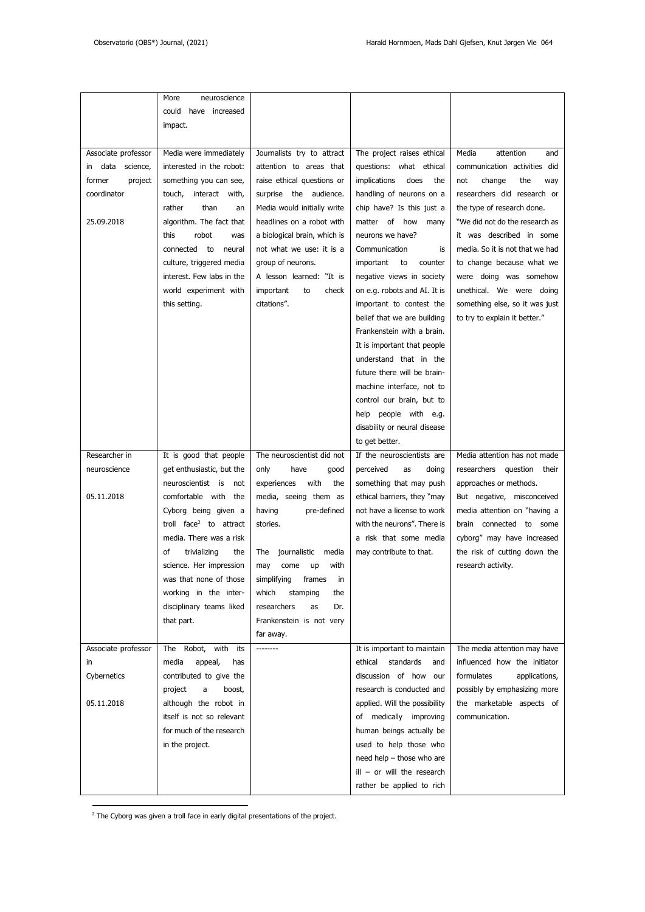| | | | | |
|---|---|---|---|---|
| | More neuroscience could have increased impact. | | | |
| Associate professor in data science, former project coordinator<br><br>25.09.2018 | Media were immediately interested in the robot: something you can see, touch, interact with, rather than an algorithm. The fact that this robot was connected to neural culture, triggered media interest. Few labs in the world experiment with this setting. | Journalists try to attract attention to areas that raise ethical questions or surprise the audience. Media would initially write headlines on a robot with a biological brain, which is not what we use: it is a group of neurons.<br>A lesson learned: "It is important to check citations". | The project raises ethical questions: what ethical implications does the handling of neurons on a chip have? Is this just a matter of how many neurons we have?<br>Communication is important to counter negative views in society on e.g. robots and AI. It is important to contest the belief that we are building Frankenstein with a brain. It is important that people understand that in the future there will be brain-machine interface, not to control our brain, but to help people with e.g. disability or neural disease to get better. | Media attention and communication activities did not change the way researchers did research or the type of research done.<br>"We did not do the research as it was described in some media. So it is not that we had to change because what we were doing was somehow unethical. We were doing something else, so it was just to try to explain it better." |
| Researcher in neuroscience<br><br>05.11.2018 | It is good that people get enthusiastic, but the neuroscientist is not comfortable with the Cyborg being given a troll face[2] to attract media. There was a risk of trivializing the science. Her impression was that none of those working in the inter-disciplinary teams liked that part. | The neuroscientist did not only have good experiences with the media, seeing them as having pre-defined stories.<br><br>The journalistic media may come up with simplifying frames in which stamping the researchers as Dr. Frankenstein is not very far away. | If the neuroscientists are perceived as doing something that may push ethical barriers, they "may not have a license to work with the neurons". There is a risk that some media may contribute to that. | Media attention has not made researchers question their approaches or methods.<br>But negative, misconceived media attention on "having a brain connected to some cyborg" may have increased the risk of cutting down the research activity. |
| Associate professor in Cybernetics<br><br>05.11.2018 | The Robot, with its media appeal, has contributed to give the project a boost, although the robot in itself is not so relevant for much of the research in the project. | -------- | It is important to maintain ethical standards and discussion of how our research is conducted and applied. Will the possibility of medically improving human beings actually be used to help those who need help – those who are ill – or will the research rather be applied to rich | The media attention may have influenced how the initiator formulates applications, possibly by emphasizing more the marketable aspects of communication. |

[2] The Cyborg was given a troll face in early digital presentations of the project.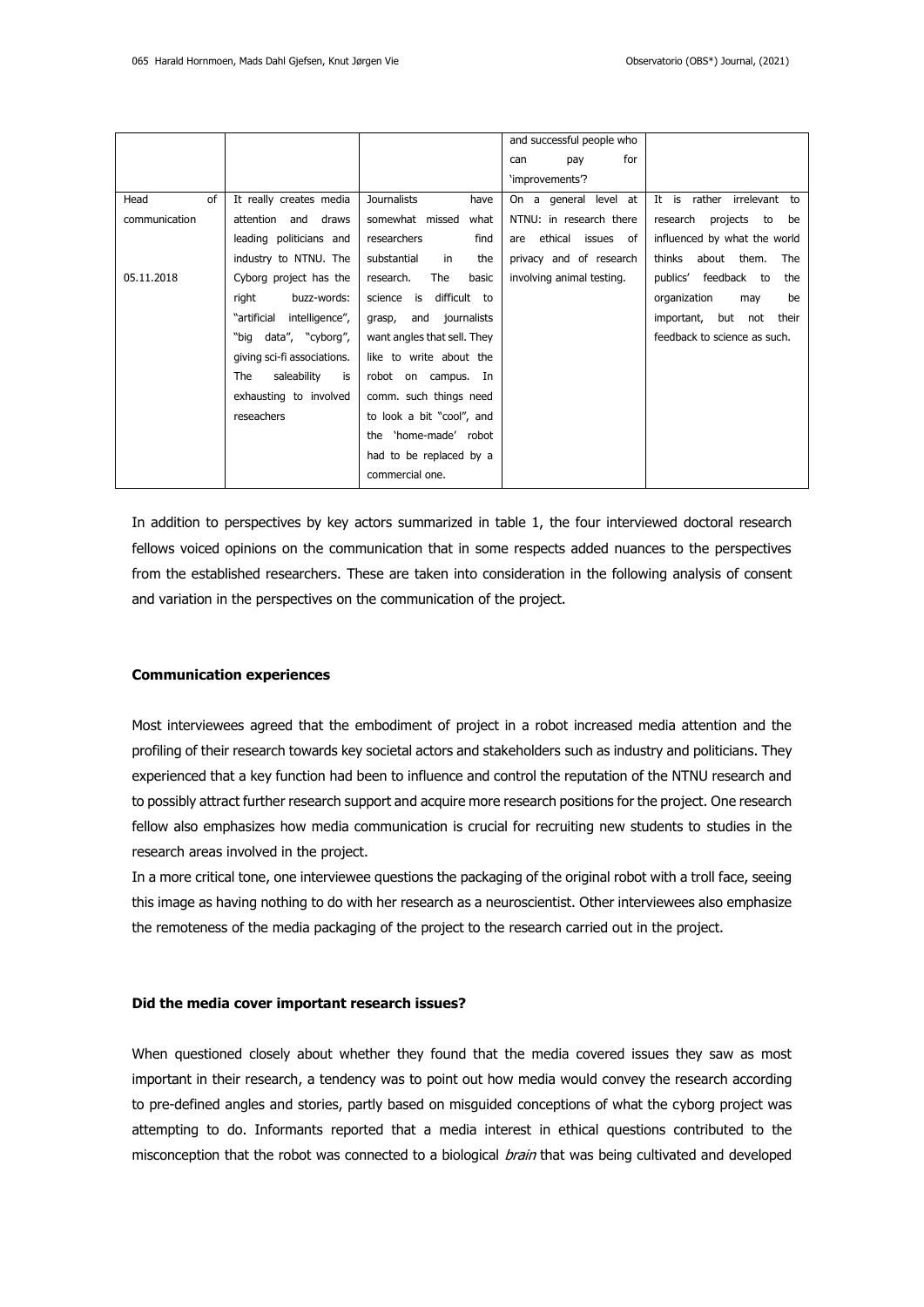| | | | and successful people who can pay for 'improvements'? | |
|---|---|---|---|---|
| Head of communication<br><br>05.11.2018 | It really creates media attention and draws leading politicians and industry to NTNU. The Cyborg project has the right buzz-words: "artificial intelligence", "big data", "cyborg", giving sci-fi associations. The saleability is exhausting to involved reseachers | Journalists have somewhat missed what researchers find substantial in the research. The basic science is difficult to grasp, and journalists want angles that sell. They like to write about the robot on campus. In comm. such things need to look a bit "cool", and the 'home-made' robot had to be replaced by a commercial one. | On a general level at NTNU: in research there are ethical issues of privacy and of research involving animal testing. | It is rather irrelevant to research projects to be influenced by what the world thinks about them. The publics' feedback to the organization may be important, but not their feedback to science as such. |

In addition to perspectives by key actors summarized in table 1, the four interviewed doctoral research fellows voiced opinions on the communication that in some respects added nuances to the perspectives from the established researchers. These are taken into consideration in the following analysis of consent and variation in the perspectives on the communication of the project.

**Communication experiences**

Most interviewees agreed that the embodiment of project in a robot increased media attention and the profiling of their research towards key societal actors and stakeholders such as industry and politicians. They experienced that a key function had been to influence and control the reputation of the NTNU research and to possibly attract further research support and acquire more research positions for the project. One research fellow also emphasizes how media communication is crucial for recruiting new students to studies in the research areas involved in the project.

In a more critical tone, one interviewee questions the packaging of the original robot with a troll face, seeing this image as having nothing to do with her research as a neuroscientist. Other interviewees also emphasize the remoteness of the media packaging of the project to the research carried out in the project.

**Did the media cover important research issues?**

When questioned closely about whether they found that the media covered issues they saw as most important in their research, a tendency was to point out how media would convey the research according to pre-defined angles and stories, partly based on misguided conceptions of what the cyborg project was attempting to do. Informants reported that a media interest in ethical questions contributed to the misconception that the robot was connected to a biological *brain* that was being cultivated and developed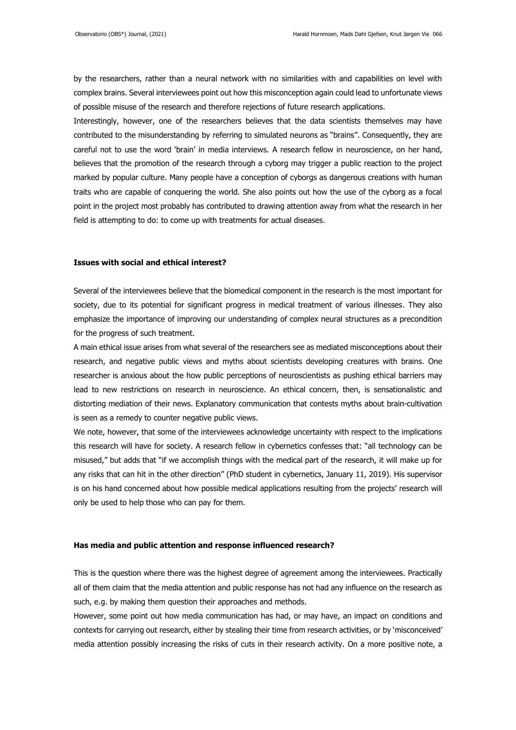by the researchers, rather than a neural network with no similarities with and capabilities on level with complex brains. Several interviewees point out how this misconception again could lead to unfortunate views of possible misuse of the research and therefore rejections of future research applications.

Interestingly, however, one of the researchers believes that the data scientists themselves may have contributed to the misunderstanding by referring to simulated neurons as "brains". Consequently, they are careful not to use the word 'brain' in media interviews. A research fellow in neuroscience, on her hand, believes that the promotion of the research through a cyborg may trigger a public reaction to the project marked by popular culture. Many people have a conception of cyborgs as dangerous creations with human traits who are capable of conquering the world. She also points out how the use of the cyborg as a focal point in the project most probably has contributed to drawing attention away from what the research in her field is attempting to do: to come up with treatments for actual diseases.

**Issues with social and ethical interest?**

Several of the interviewees believe that the biomedical component in the research is the most important for society, due to its potential for significant progress in medical treatment of various illnesses. They also emphasize the importance of improving our understanding of complex neural structures as a precondition for the progress of such treatment.

A main ethical issue arises from what several of the researchers see as mediated misconceptions about their research, and negative public views and myths about scientists developing creatures with brains. One researcher is anxious about the how public perceptions of neuroscientists as pushing ethical barriers may lead to new restrictions on research in neuroscience. An ethical concern, then, is sensationalistic and distorting mediation of their news. Explanatory communication that contests myths about brain-cultivation is seen as a remedy to counter negative public views.

We note, however, that some of the interviewees acknowledge uncertainty with respect to the implications this research will have for society. A research fellow in cybernetics confesses that: "all technology can be misused," but adds that "if we accomplish things with the medical part of the research, it will make up for any risks that can hit in the other direction" (PhD student in cybernetics, January 11, 2019). His supervisor is on his hand concerned about how possible medical applications resulting from the projects' research will only be used to help those who can pay for them.

**Has media and public attention and response influenced research?**

This is the question where there was the highest degree of agreement among the interviewees. Practically all of them claim that the media attention and public response has not had any influence on the research as such, e.g. by making them question their approaches and methods.

However, some point out how media communication has had, or may have, an impact on conditions and contexts for carrying out research, either by stealing their time from research activities, or by 'misconceived' media attention possibly increasing the risks of cuts in their research activity. On a more positive note, a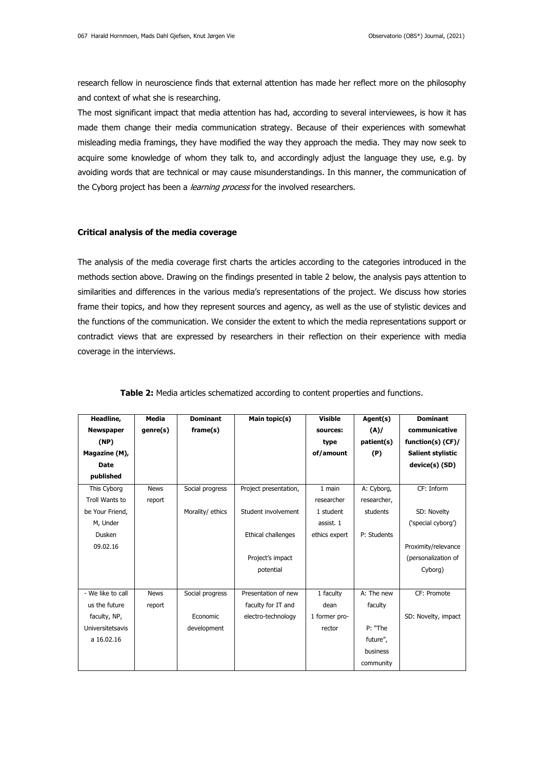research fellow in neuroscience finds that external attention has made her reflect more on the philosophy and context of what she is researching.

The most significant impact that media attention has had, according to several interviewees, is how it has made them change their media communication strategy. Because of their experiences with somewhat misleading media framings, they have modified the way they approach the media. They may now seek to acquire some knowledge of whom they talk to, and accordingly adjust the language they use, e.g. by avoiding words that are technical or may cause misunderstandings. In this manner, the communication of the Cyborg project has been a *learning process* for the involved researchers.

### Critical analysis of the media coverage

The analysis of the media coverage first charts the articles according to the categories introduced in the methods section above. Drawing on the findings presented in table 2 below, the analysis pays attention to similarities and differences in the various media's representations of the project. We discuss how stories frame their topics, and how they represent sources and agency, as well as the use of stylistic devices and the functions of the communication. We consider the extent to which the media representations support or contradict views that are expressed by researchers in their reflection on their experience with media coverage in the interviews.

**Table 2:** Media articles schematized according to content properties and functions.

| Headline, Newspaper (NP) Magazine (M), Date published | Media genre(s) | Dominant frame(s) | Main topic(s) | Visible sources: type of/amount | Agent(s) (A)/ patient(s) (P) | Dominant communicative function(s) (CF)/ Salient stylistic device(s) (SD) |
|---|---|---|---|---|---|---|
| This Cyborg Troll Wants to be Your Friend, M, Under Dusken 09.02.16 | News report | Social progress<br><br>Morality/ ethics | Project presentation,<br><br>Student involvement<br><br>Ethical challenges<br><br>Project's impact potential | 1 main researcher<br>1 student assist. 1 ethics expert | A: Cyborg, researcher, students<br><br>P: Students | CF: Inform<br><br>SD: Novelty ('special cyborg')<br><br>Proximity/relevance (personalization of Cyborg) |
| - We like to call us the future faculty, NP, Universitetsavisa 16.02.16 | News report | Social progress<br><br>Economic development | Presentation of new faculty for IT and electro-technology | 1 faculty dean<br>1 former pro-rector | A: The new faculty<br><br>P: "The future", business community | CF: Promote<br><br>SD: Novelty, impact |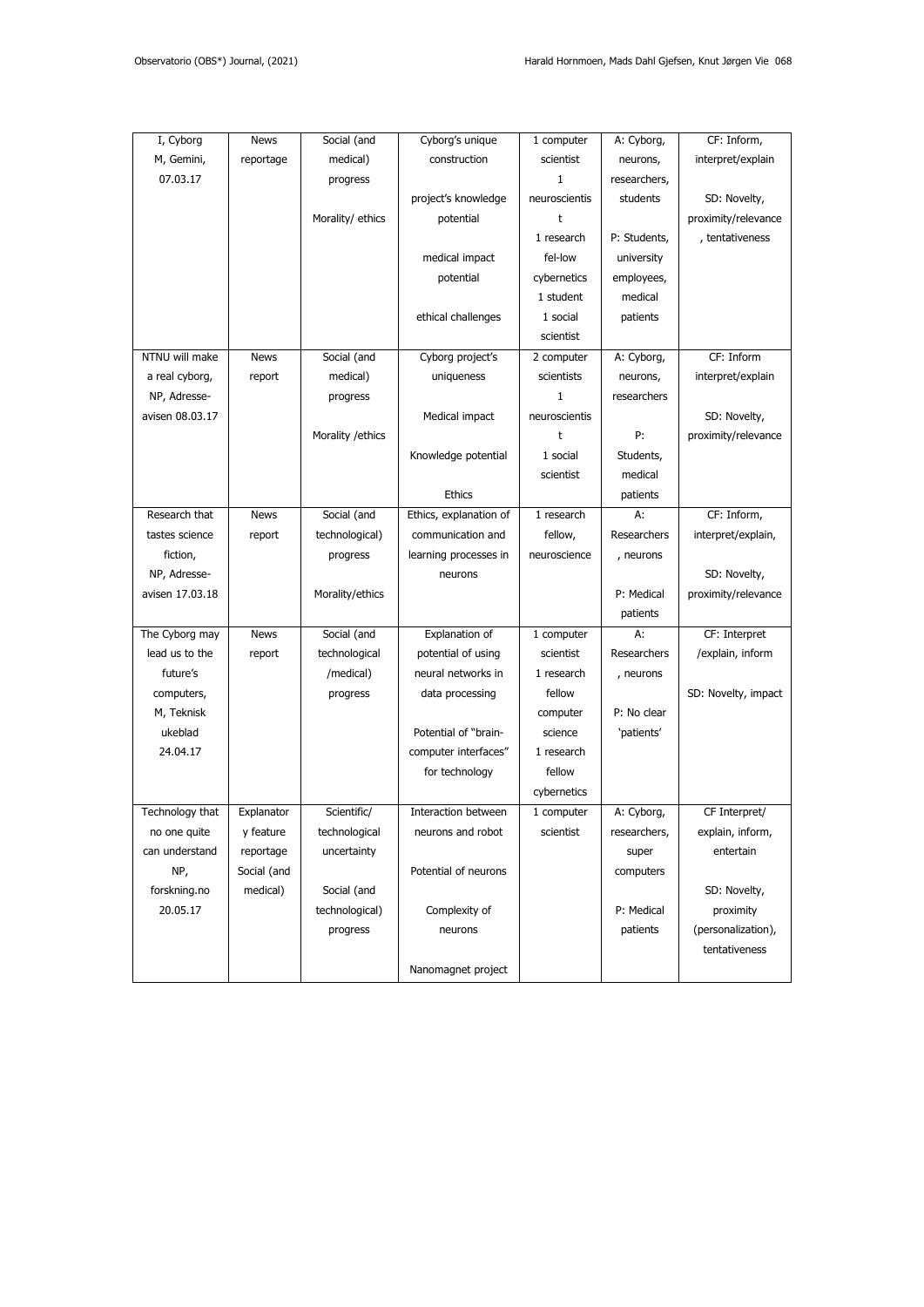| I, Cyborg M, Gemini, 07.03.17 | News reportage | Social (and medical) progress<br><br>Morality/ ethics | Cyborg's unique construction<br><br>project's knowledge potential<br><br>medical impact potential<br><br>ethical challenges | 1 computer scientist<br>1 neuroscientist<br>1 research fel-low cybernetics<br>1 student<br>1 social scientist | A: Cyborg, neurons, researchers, students<br><br>P: Students, university employees, medical patients | CF: Inform, interpret/explain<br><br>SD: Novelty, proximity/relevance, tentativeness |
|---|---|---|---|---|---|---|
| NTNU will make a real cyborg, NP, Adresse-avisen 08.03.17 | News report | Social (and medical) progress<br><br>Morality /ethics | Cyborg project's uniqueness<br><br>Medical impact<br><br>Knowledge potential<br><br>Ethics | 2 computer scientists<br>1 neuroscientist<br>1 social scientist | A: Cyborg, neurons, researchers<br><br>P: Students, medical patients | CF: Inform interpret/explain<br><br>SD: Novelty, proximity/relevance |
| Research that tastes science fiction, NP, Adresse-avisen 17.03.18 | News report | Social (and technological) progress<br><br>Morality/ethics | Ethics, explanation of communication and learning processes in neurons | 1 research fellow, neuroscience | A: Researchers, neurons<br><br>P: Medical patients | CF: Inform, interpret/explain,<br><br>SD: Novelty, proximity/relevance |
| The Cyborg may lead us to the future's computers, M, Teknisk ukeblad 24.04.17 | News report | Social (and technological /medical) progress | Explanation of potential of using neural networks in data processing<br><br>Potential of "brain-computer interfaces" for technology | 1 computer scientist<br>1 research fellow computer science<br>1 research fellow cybernetics | A: Researchers, neurons<br><br>P: No clear 'patients' | CF: Interpret /explain, inform<br><br>SD: Novelty, impact |
| Technology that no one quite can understand NP, forskning.no 20.05.17 | Explanatory feature reportage Social (and medical) | Scientific/ technological uncertainty<br><br>Social (and technological) progress | Interaction between neurons and robot<br><br>Potential of neurons<br><br>Complexity of neurons<br><br>Nanomagnet project | 1 computer scientist | A: Cyborg, researchers, super computers<br><br>P: Medical patients | CF Interpret/ explain, inform, entertain<br><br>SD: Novelty, proximity (personalization), tentativeness |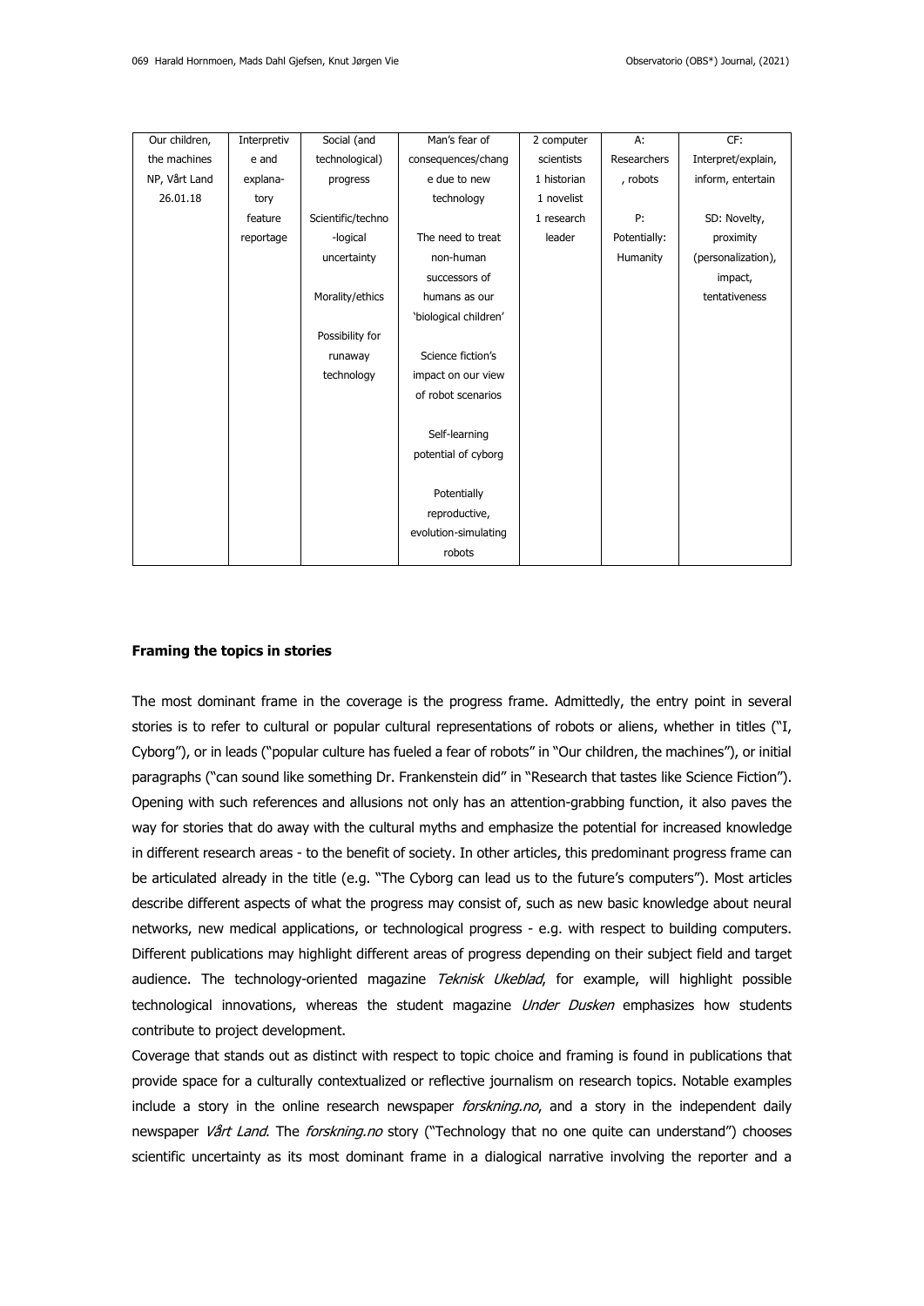| Our children, the machines NP, Vårt Land 26.01.18 | Interpretive and explana-tory feature reportage | Social (and technological) progress<br><br>Scientific/techno-logical uncertainty<br><br>Morality/ethics<br><br>Possibility for runaway technology | Man's fear of consequences/change due to new technology<br><br>The need to treat non-human successors of humans as our 'biological children'<br><br>Science fiction's impact on our view of robot scenarios<br><br>Self-learning potential of cyborg<br><br>Potentially reproductive, evolution-simulating robots | 2 computer scientists<br>1 historian<br>1 novelist<br>1 research leader | A: Researchers, robots<br><br>P: Potentially: Humanity | CF: Interpret/explain, inform, entertain<br><br>SD: Novelty, proximity (personalization), impact, tentativeness |
|---|---|---|---|---|---|---|

### Framing the topics in stories

The most dominant frame in the coverage is the progress frame. Admittedly, the entry point in several stories is to refer to cultural or popular cultural representations of robots or aliens, whether in titles ("I, Cyborg"), or in leads ("popular culture has fueled a fear of robots" in "Our children, the machines"), or initial paragraphs ("can sound like something Dr. Frankenstein did" in "Research that tastes like Science Fiction"). Opening with such references and allusions not only has an attention-grabbing function, it also paves the way for stories that do away with the cultural myths and emphasize the potential for increased knowledge in different research areas - to the benefit of society. In other articles, this predominant progress frame can be articulated already in the title (e.g. "The Cyborg can lead us to the future's computers"). Most articles describe different aspects of what the progress may consist of, such as new basic knowledge about neural networks, new medical applications, or technological progress - e.g. with respect to building computers. Different publications may highlight different areas of progress depending on their subject field and target audience. The technology-oriented magazine *Teknisk Ukeblad*, for example, will highlight possible technological innovations, whereas the student magazine *Under Dusken* emphasizes how students contribute to project development.

Coverage that stands out as distinct with respect to topic choice and framing is found in publications that provide space for a culturally contextualized or reflective journalism on research topics. Notable examples include a story in the online research newspaper *forskning.no*, and a story in the independent daily newspaper *Vårt Land*. The *forskning.no* story ("Technology that no one quite can understand") chooses scientific uncertainty as its most dominant frame in a dialogical narrative involving the reporter and a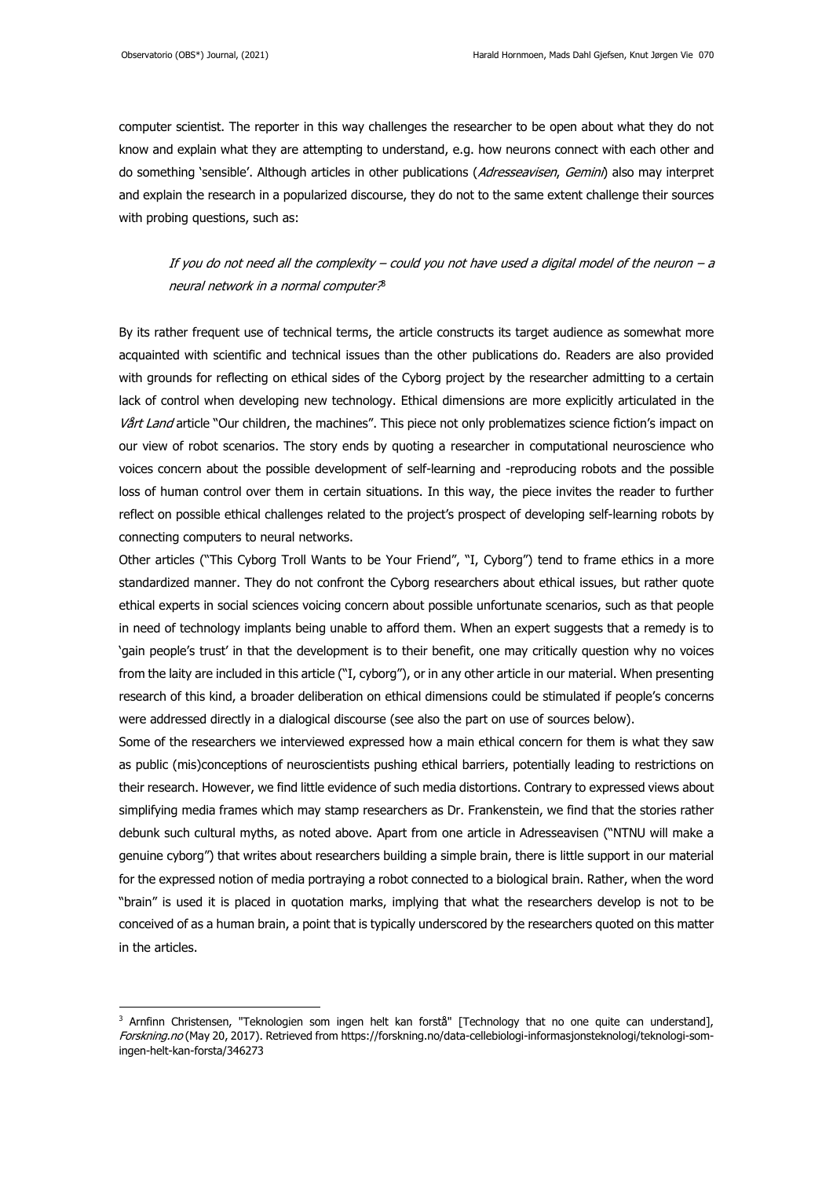computer scientist. The reporter in this way challenges the researcher to be open about what they do not know and explain what they are attempting to understand, e.g. how neurons connect with each other and do something 'sensible'. Although articles in other publications (*Adresseavisen*, *Gemini*) also may interpret and explain the research in a popularized discourse, they do not to the same extent challenge their sources with probing questions, such as:

> *If you do not need all the complexity – could you not have used a digital model of the neuron – a neural network in a normal computer?*[3]

By its rather frequent use of technical terms, the article constructs its target audience as somewhat more acquainted with scientific and technical issues than the other publications do. Readers are also provided with grounds for reflecting on ethical sides of the Cyborg project by the researcher admitting to a certain lack of control when developing new technology. Ethical dimensions are more explicitly articulated in the *Vårt Land* article "Our children, the machines". This piece not only problematizes science fiction's impact on our view of robot scenarios. The story ends by quoting a researcher in computational neuroscience who voices concern about the possible development of self-learning and -reproducing robots and the possible loss of human control over them in certain situations. In this way, the piece invites the reader to further reflect on possible ethical challenges related to the project's prospect of developing self-learning robots by connecting computers to neural networks.

Other articles ("This Cyborg Troll Wants to be Your Friend", "I, Cyborg") tend to frame ethics in a more standardized manner. They do not confront the Cyborg researchers about ethical issues, but rather quote ethical experts in social sciences voicing concern about possible unfortunate scenarios, such as that people in need of technology implants being unable to afford them. When an expert suggests that a remedy is to 'gain people's trust' in that the development is to their benefit, one may critically question why no voices from the laity are included in this article ("I, cyborg"), or in any other article in our material. When presenting research of this kind, a broader deliberation on ethical dimensions could be stimulated if people's concerns were addressed directly in a dialogical discourse (see also the part on use of sources below).

Some of the researchers we interviewed expressed how a main ethical concern for them is what they saw as public (mis)conceptions of neuroscientists pushing ethical barriers, potentially leading to restrictions on their research. However, we find little evidence of such media distortions. Contrary to expressed views about simplifying media frames which may stamp researchers as Dr. Frankenstein, we find that the stories rather debunk such cultural myths, as noted above. Apart from one article in Adresseavisen ("NTNU will make a genuine cyborg") that writes about researchers building a simple brain, there is little support in our material for the expressed notion of media portraying a robot connected to a biological brain. Rather, when the word "brain" is used it is placed in quotation marks, implying that what the researchers develop is not to be conceived of as a human brain, a point that is typically underscored by the researchers quoted on this matter in the articles.

---

[3] Arnfinn Christensen, "Teknologien som ingen helt kan forstå" [Technology that no one quite can understand], *Forskning.no* (May 20, 2017). Retrieved from https://forskning.no/data-cellebiologi-informasjonsteknologi/teknologi-som-ingen-helt-kan-forsta/346273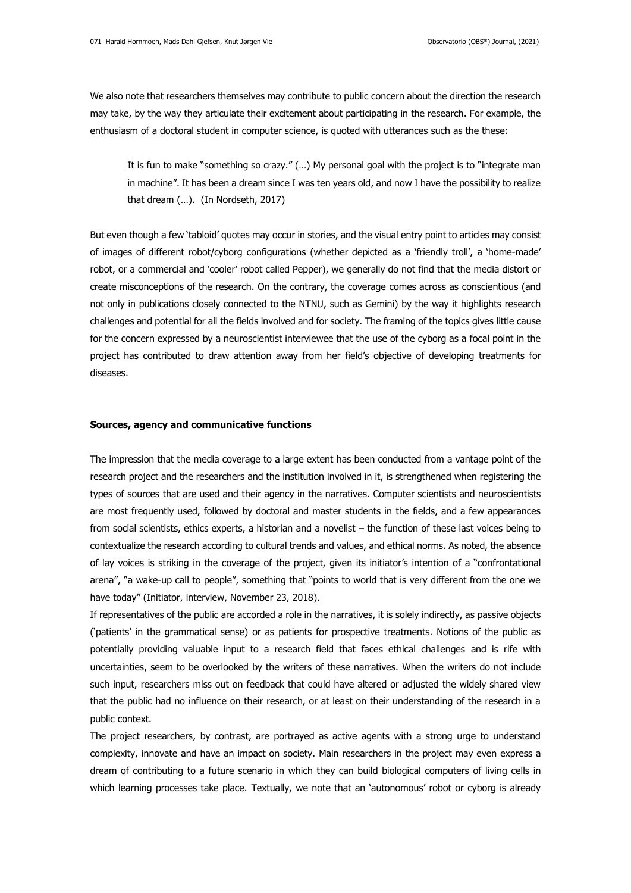We also note that researchers themselves may contribute to public concern about the direction the research may take, by the way they articulate their excitement about participating in the research. For example, the enthusiasm of a doctoral student in computer science, is quoted with utterances such as the these:

> It is fun to make "something so crazy." (…) My personal goal with the project is to "integrate man in machine". It has been a dream since I was ten years old, and now I have the possibility to realize that dream (…). (In Nordseth, 2017)

But even though a few 'tabloid' quotes may occur in stories, and the visual entry point to articles may consist of images of different robot/cyborg configurations (whether depicted as a 'friendly troll', a 'home-made' robot, or a commercial and 'cooler' robot called Pepper), we generally do not find that the media distort or create misconceptions of the research. On the contrary, the coverage comes across as conscientious (and not only in publications closely connected to the NTNU, such as Gemini) by the way it highlights research challenges and potential for all the fields involved and for society. The framing of the topics gives little cause for the concern expressed by a neuroscientist interviewee that the use of the cyborg as a focal point in the project has contributed to draw attention away from her field's objective of developing treatments for diseases.

**Sources, agency and communicative functions**

The impression that the media coverage to a large extent has been conducted from a vantage point of the research project and the researchers and the institution involved in it, is strengthened when registering the types of sources that are used and their agency in the narratives. Computer scientists and neuroscientists are most frequently used, followed by doctoral and master students in the fields, and a few appearances from social scientists, ethics experts, a historian and a novelist – the function of these last voices being to contextualize the research according to cultural trends and values, and ethical norms. As noted, the absence of lay voices is striking in the coverage of the project, given its initiator's intention of a "confrontational arena", "a wake-up call to people", something that "points to world that is very different from the one we have today" (Initiator, interview, November 23, 2018).

If representatives of the public are accorded a role in the narratives, it is solely indirectly, as passive objects ('patients' in the grammatical sense) or as patients for prospective treatments. Notions of the public as potentially providing valuable input to a research field that faces ethical challenges and is rife with uncertainties, seem to be overlooked by the writers of these narratives. When the writers do not include such input, researchers miss out on feedback that could have altered or adjusted the widely shared view that the public had no influence on their research, or at least on their understanding of the research in a public context.

The project researchers, by contrast, are portrayed as active agents with a strong urge to understand complexity, innovate and have an impact on society. Main researchers in the project may even express a dream of contributing to a future scenario in which they can build biological computers of living cells in which learning processes take place. Textually, we note that an 'autonomous' robot or cyborg is already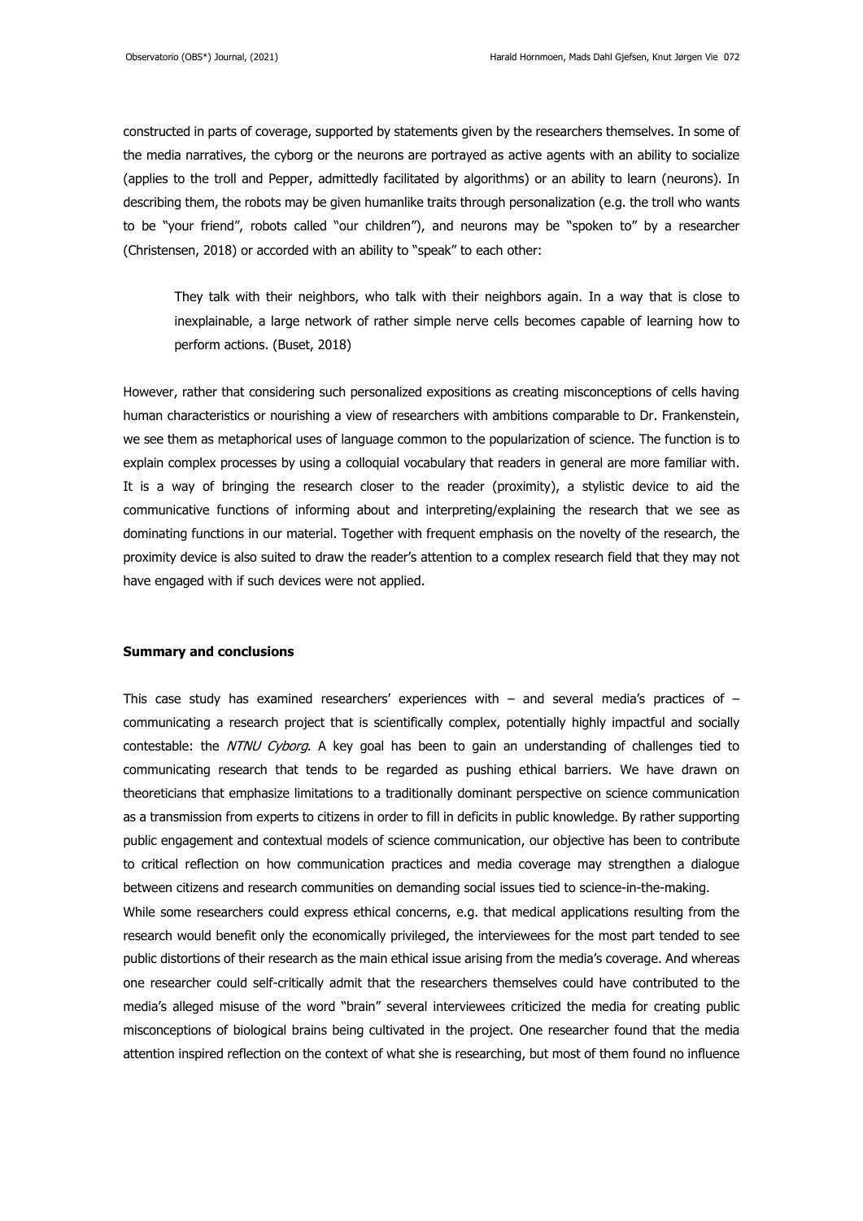constructed in parts of coverage, supported by statements given by the researchers themselves. In some of the media narratives, the cyborg or the neurons are portrayed as active agents with an ability to socialize (applies to the troll and Pepper, admittedly facilitated by algorithms) or an ability to learn (neurons). In describing them, the robots may be given humanlike traits through personalization (e.g. the troll who wants to be "your friend", robots called "our children"), and neurons may be "spoken to" by a researcher (Christensen, 2018) or accorded with an ability to "speak" to each other:

> They talk with their neighbors, who talk with their neighbors again. In a way that is close to inexplainable, a large network of rather simple nerve cells becomes capable of learning how to perform actions. (Buset, 2018)

However, rather that considering such personalized expositions as creating misconceptions of cells having human characteristics or nourishing a view of researchers with ambitions comparable to Dr. Frankenstein, we see them as metaphorical uses of language common to the popularization of science. The function is to explain complex processes by using a colloquial vocabulary that readers in general are more familiar with. It is a way of bringing the research closer to the reader (proximity), a stylistic device to aid the communicative functions of informing about and interpreting/explaining the research that we see as dominating functions in our material. Together with frequent emphasis on the novelty of the research, the proximity device is also suited to draw the reader's attention to a complex research field that they may not have engaged with if such devices were not applied.

## Summary and conclusions

This case study has examined researchers' experiences with – and several media's practices of – communicating a research project that is scientifically complex, potentially highly impactful and socially contestable: the *NTNU Cyborg*. A key goal has been to gain an understanding of challenges tied to communicating research that tends to be regarded as pushing ethical barriers. We have drawn on theoreticians that emphasize limitations to a traditionally dominant perspective on science communication as a transmission from experts to citizens in order to fill in deficits in public knowledge. By rather supporting public engagement and contextual models of science communication, our objective has been to contribute to critical reflection on how communication practices and media coverage may strengthen a dialogue between citizens and research communities on demanding social issues tied to science-in-the-making.

While some researchers could express ethical concerns, e.g. that medical applications resulting from the research would benefit only the economically privileged, the interviewees for the most part tended to see public distortions of their research as the main ethical issue arising from the media's coverage. And whereas one researcher could self-critically admit that the researchers themselves could have contributed to the media's alleged misuse of the word "brain" several interviewees criticized the media for creating public misconceptions of biological brains being cultivated in the project. One researcher found that the media attention inspired reflection on the context of what she is researching, but most of them found no influence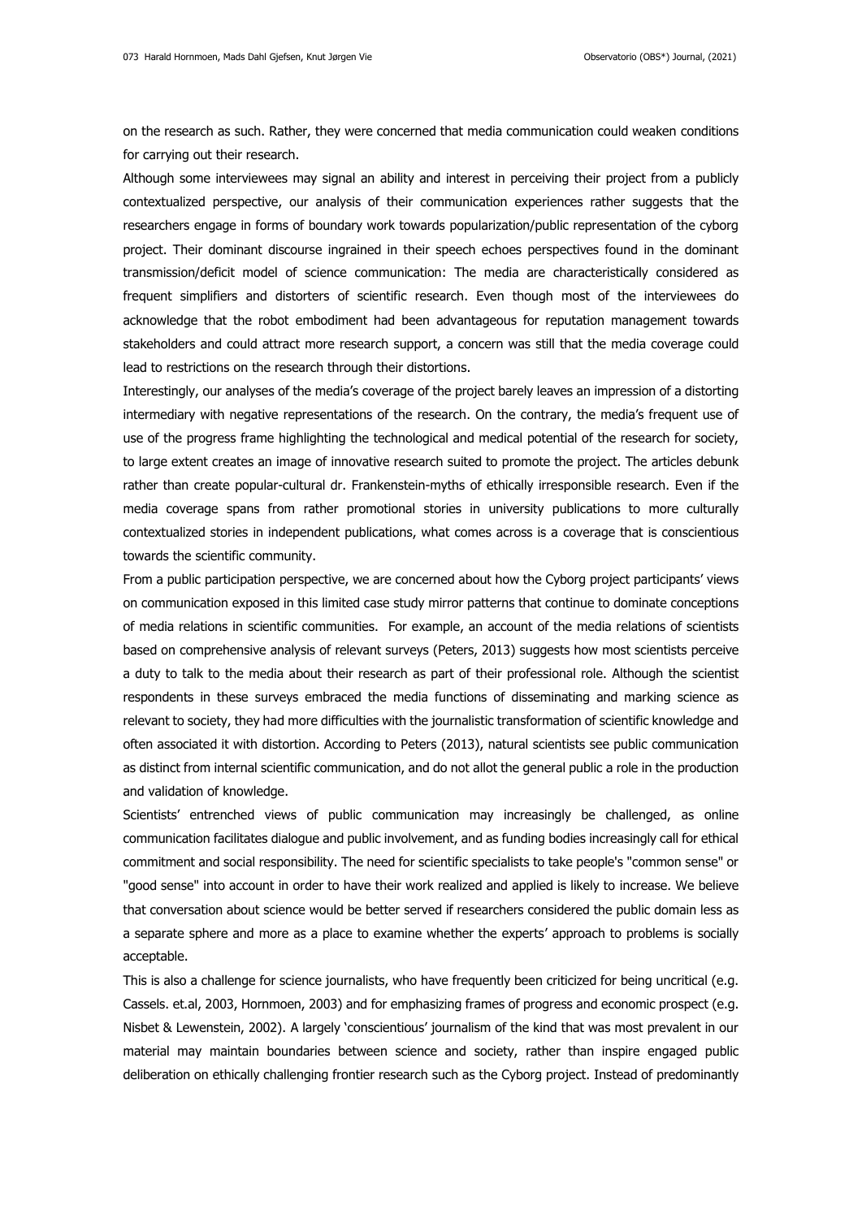on the research as such. Rather, they were concerned that media communication could weaken conditions for carrying out their research.

Although some interviewees may signal an ability and interest in perceiving their project from a publicly contextualized perspective, our analysis of their communication experiences rather suggests that the researchers engage in forms of boundary work towards popularization/public representation of the cyborg project. Their dominant discourse ingrained in their speech echoes perspectives found in the dominant transmission/deficit model of science communication: The media are characteristically considered as frequent simplifiers and distorters of scientific research. Even though most of the interviewees do acknowledge that the robot embodiment had been advantageous for reputation management towards stakeholders and could attract more research support, a concern was still that the media coverage could lead to restrictions on the research through their distortions.

Interestingly, our analyses of the media's coverage of the project barely leaves an impression of a distorting intermediary with negative representations of the research. On the contrary, the media's frequent use of use of the progress frame highlighting the technological and medical potential of the research for society, to large extent creates an image of innovative research suited to promote the project. The articles debunk rather than create popular-cultural dr. Frankenstein-myths of ethically irresponsible research. Even if the media coverage spans from rather promotional stories in university publications to more culturally contextualized stories in independent publications, what comes across is a coverage that is conscientious towards the scientific community.

From a public participation perspective, we are concerned about how the Cyborg project participants' views on communication exposed in this limited case study mirror patterns that continue to dominate conceptions of media relations in scientific communities. For example, an account of the media relations of scientists based on comprehensive analysis of relevant surveys (Peters, 2013) suggests how most scientists perceive a duty to talk to the media about their research as part of their professional role. Although the scientist respondents in these surveys embraced the media functions of disseminating and marking science as relevant to society, they had more difficulties with the journalistic transformation of scientific knowledge and often associated it with distortion. According to Peters (2013), natural scientists see public communication as distinct from internal scientific communication, and do not allot the general public a role in the production and validation of knowledge.

Scientists' entrenched views of public communication may increasingly be challenged, as online communication facilitates dialogue and public involvement, and as funding bodies increasingly call for ethical commitment and social responsibility. The need for scientific specialists to take people's "common sense" or "good sense" into account in order to have their work realized and applied is likely to increase. We believe that conversation about science would be better served if researchers considered the public domain less as a separate sphere and more as a place to examine whether the experts' approach to problems is socially acceptable.

This is also a challenge for science journalists, who have frequently been criticized for being uncritical (e.g. Cassels. et.al, 2003, Hornmoen, 2003) and for emphasizing frames of progress and economic prospect (e.g. Nisbet & Lewenstein, 2002). A largely 'conscientious' journalism of the kind that was most prevalent in our material may maintain boundaries between science and society, rather than inspire engaged public deliberation on ethically challenging frontier research such as the Cyborg project. Instead of predominantly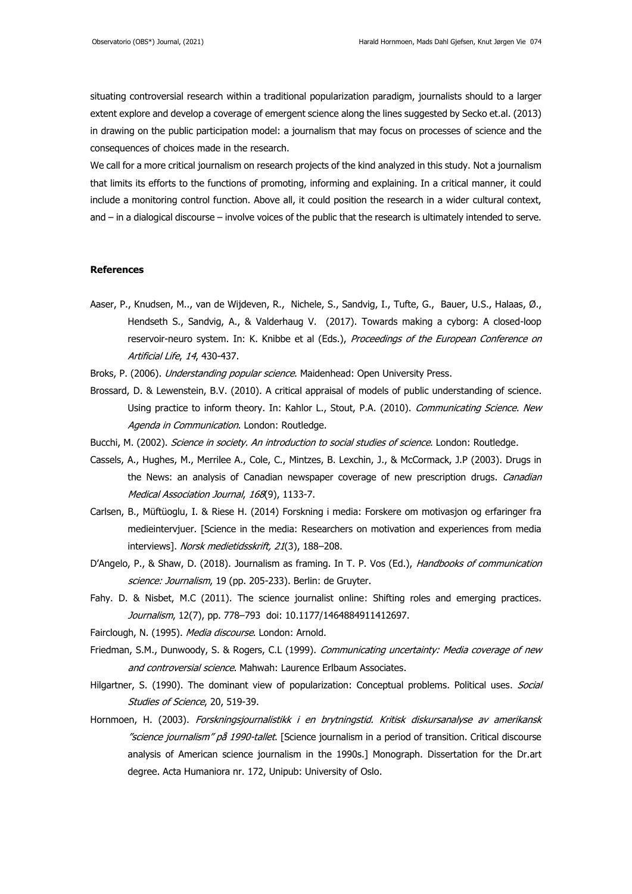situating controversial research within a traditional popularization paradigm, journalists should to a larger extent explore and develop a coverage of emergent science along the lines suggested by Secko et.al. (2013) in drawing on the public participation model: a journalism that may focus on processes of science and the consequences of choices made in the research.

We call for a more critical journalism on research projects of the kind analyzed in this study. Not a journalism that limits its efforts to the functions of promoting, informing and explaining. In a critical manner, it could include a monitoring control function. Above all, it could position the research in a wider cultural context, and – in a dialogical discourse – involve voices of the public that the research is ultimately intended to serve.

**References**

Aaser, P., Knudsen, M.., van de Wijdeven, R., Nichele, S., Sandvig, I., Tufte, G., Bauer, U.S., Halaas, Ø., Hendseth S., Sandvig, A., & Valderhaug V. (2017). Towards making a cyborg: A closed-loop reservoir-neuro system. In: K. Knibbe et al (Eds.), *Proceedings of the European Conference on Artificial Life*, *14*, 430-437.

Broks, P. (2006). *Understanding popular science*. Maidenhead: Open University Press.

Brossard, D. & Lewenstein, B.V. (2010). A critical appraisal of models of public understanding of science. Using practice to inform theory. In: Kahlor L., Stout, P.A. (2010). *Communicating Science. New Agenda in Communication*. London: Routledge.

Bucchi, M. (2002). *Science in society. An introduction to social studies of science*. London: Routledge.

Cassels, A., Hughes, M., Merrilee A., Cole, C., Mintzes, B. Lexchin, J., & McCormack, J.P (2003). Drugs in the News: an analysis of Canadian newspaper coverage of new prescription drugs. *Canadian Medical Association Journal*, *168*(9), 1133-7.

Carlsen, B., Müftüoglu, I. & Riese H. (2014) Forskning i media: Forskere om motivasjon og erfaringer fra medieintervjuer. [Science in the media: Researchers on motivation and experiences from media interviews]. *Norsk medietidsskrift, 21*(3), 188–208.

D'Angelo, P., & Shaw, D. (2018). Journalism as framing. In T. P. Vos (Ed.), *Handbooks of communication science: Journalism*, 19 (pp. 205-233). Berlin: de Gruyter.

Fahy. D. & Nisbet, M.C (2011). The science journalist online: Shifting roles and emerging practices. *Journalism*, 12(7), pp. 778–793 doi: 10.1177/1464884911412697.

Fairclough, N. (1995). *Media discourse*. London: Arnold.

Friedman, S.M., Dunwoody, S. & Rogers, C.L (1999). *Communicating uncertainty: Media coverage of new and controversial science*. Mahwah: Laurence Erlbaum Associates.

Hilgartner, S. (1990). The dominant view of popularization: Conceptual problems. Political uses. *Social Studies of Science*, 20, 519-39.

Hornmoen, H. (2003). *Forskningsjournalistikk i en brytningstid. Kritisk diskursanalyse av amerikansk "science journalism" på 1990-tallet*. [Science journalism in a period of transition. Critical discourse analysis of American science journalism in the 1990s.] Monograph. Dissertation for the Dr.art degree. Acta Humaniora nr. 172, Unipub: University of Oslo.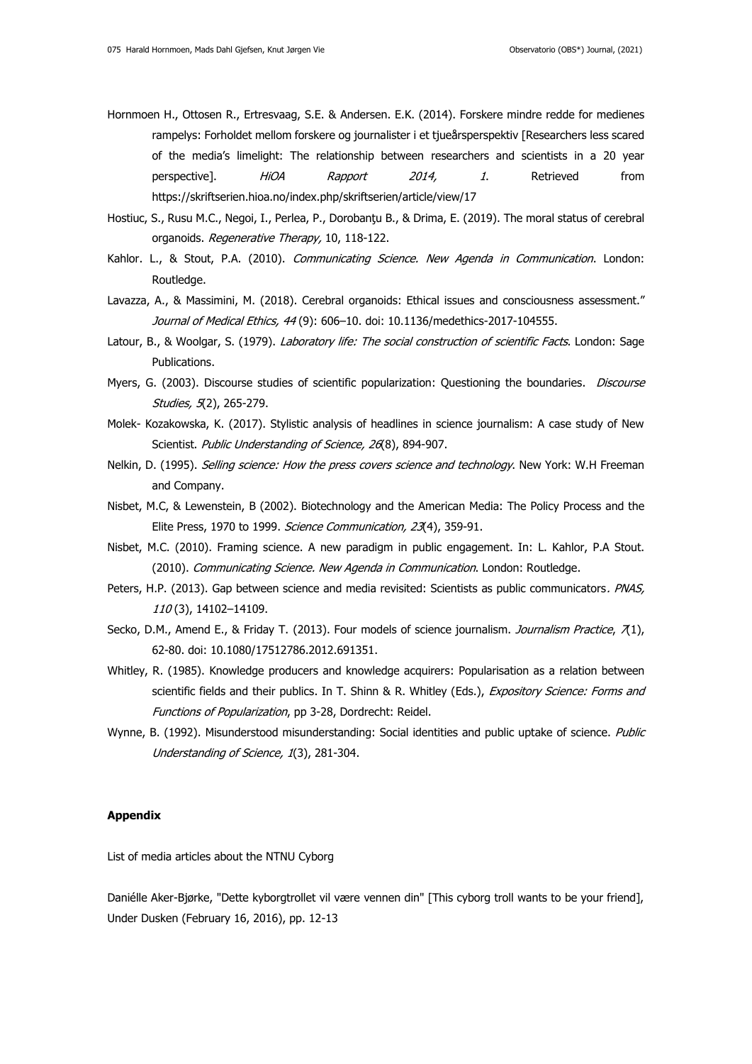Hornmoen H., Ottosen R., Ertresvaag, S.E. & Andersen. E.K. (2014). Forskere mindre redde for medienes rampelys: Forholdet mellom forskere og journalister i et tjueårsperspektiv [Researchers less scared of the media's limelight: The relationship between researchers and scientists in a 20 year perspective]. *HiOA Rapport 2014, 1*. Retrieved from https://skriftserien.hioa.no/index.php/skriftserien/article/view/17

Hostiuc, S., Rusu M.C., Negoi, I., Perlea, P., Dorobanţu B., & Drima, E. (2019). The moral status of cerebral organoids. *Regenerative Therapy,* 10, 118-122.

Kahlor. L., & Stout, P.A. (2010). *Communicating Science. New Agenda in Communication*. London: Routledge.

Lavazza, A., & Massimini, M. (2018). Cerebral organoids: Ethical issues and consciousness assessment." *Journal of Medical Ethics, 44* (9): 606–10. doi: 10.1136/medethics-2017-104555.

Latour, B., & Woolgar, S. (1979). *Laboratory life: The social construction of scientific Facts*. London: Sage Publications.

Myers, G. (2003). Discourse studies of scientific popularization: Questioning the boundaries. *Discourse Studies, 5*(2), 265-279.

Molek- Kozakowska, K. (2017). Stylistic analysis of headlines in science journalism: A case study of New Scientist. *Public Understanding of Science, 26*(8), 894-907.

Nelkin, D. (1995). *Selling science: How the press covers science and technology*. New York: W.H Freeman and Company.

Nisbet, M.C, & Lewenstein, B (2002). Biotechnology and the American Media: The Policy Process and the Elite Press, 1970 to 1999. *Science Communication, 23*(4), 359-91.

Nisbet, M.C. (2010). Framing science. A new paradigm in public engagement. In: L. Kahlor, P.A Stout. (2010). *Communicating Science. New Agenda in Communication*. London: Routledge.

Peters, H.P. (2013). Gap between science and media revisited: Scientists as public communicators. *PNAS, 110* (3), 14102–14109.

Secko, D.M., Amend E., & Friday T. (2013). Four models of science journalism. *Journalism Practice*, *7*(1), 62-80. doi: 10.1080/17512786.2012.691351.

Whitley, R. (1985). Knowledge producers and knowledge acquirers: Popularisation as a relation between scientific fields and their publics. In T. Shinn & R. Whitley (Eds.), *Expository Science: Forms and Functions of Popularization*, pp 3-28, Dordrecht: Reidel.

Wynne, B. (1992). Misunderstood misunderstanding: Social identities and public uptake of science. *Public Understanding of Science, 1*(3), 281-304.

**Appendix**

List of media articles about the NTNU Cyborg

Daniélle Aker-Bjørke, "Dette kyborgtrollet vil være vennen din" [This cyborg troll wants to be your friend], Under Dusken (February 16, 2016), pp. 12-13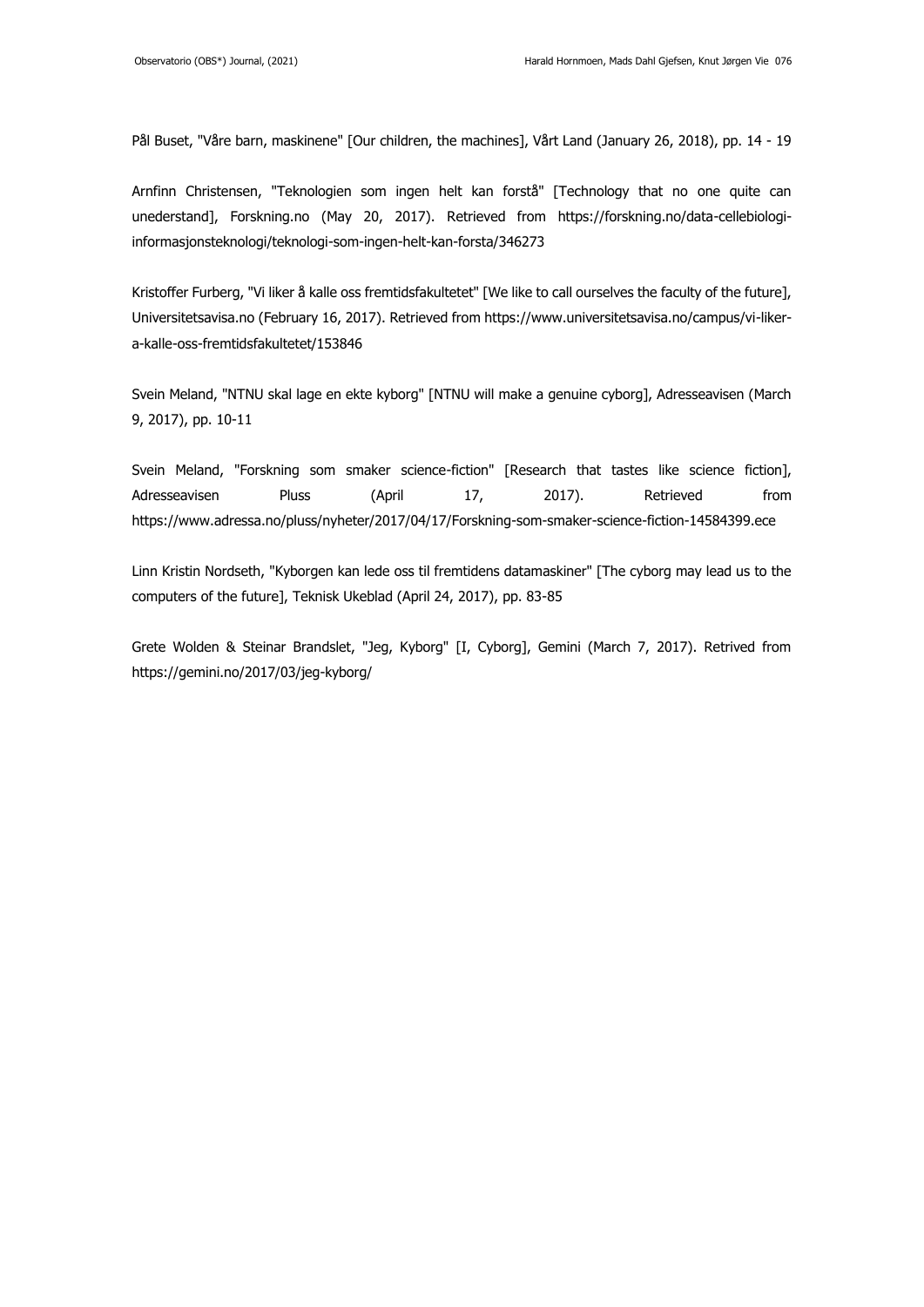Pål Buset, "Våre barn, maskinene" [Our children, the machines], Vårt Land (January 26, 2018), pp. 14 - 19

Arnfinn Christensen, "Teknologien som ingen helt kan forstå" [Technology that no one quite can unederstand], Forskning.no (May 20, 2017). Retrieved from https://forskning.no/data-cellebiologi-informasjonsteknologi/teknologi-som-ingen-helt-kan-forsta/346273

Kristoffer Furberg, "Vi liker å kalle oss fremtidsfakultetet" [We like to call ourselves the faculty of the future], Universitetsavisa.no (February 16, 2017). Retrieved from https://www.universitetsavisa.no/campus/vi-liker-a-kalle-oss-fremtidsfakultetet/153846

Svein Meland, "NTNU skal lage en ekte kyborg" [NTNU will make a genuine cyborg], Adresseavisen (March 9, 2017), pp. 10-11

Svein Meland, "Forskning som smaker science-fiction" [Research that tastes like science fiction], Adresseavisen Pluss (April 17, 2017). Retrieved from https://www.adressa.no/pluss/nyheter/2017/04/17/Forskning-som-smaker-science-fiction-14584399.ece

Linn Kristin Nordseth, "Kyborgen kan lede oss til fremtidens datamaskiner" [The cyborg may lead us to the computers of the future], Teknisk Ukeblad (April 24, 2017), pp. 83-85

Grete Wolden & Steinar Brandslet, "Jeg, Kyborg" [I, Cyborg], Gemini (March 7, 2017). Retrived from https://gemini.no/2017/03/jeg-kyborg/